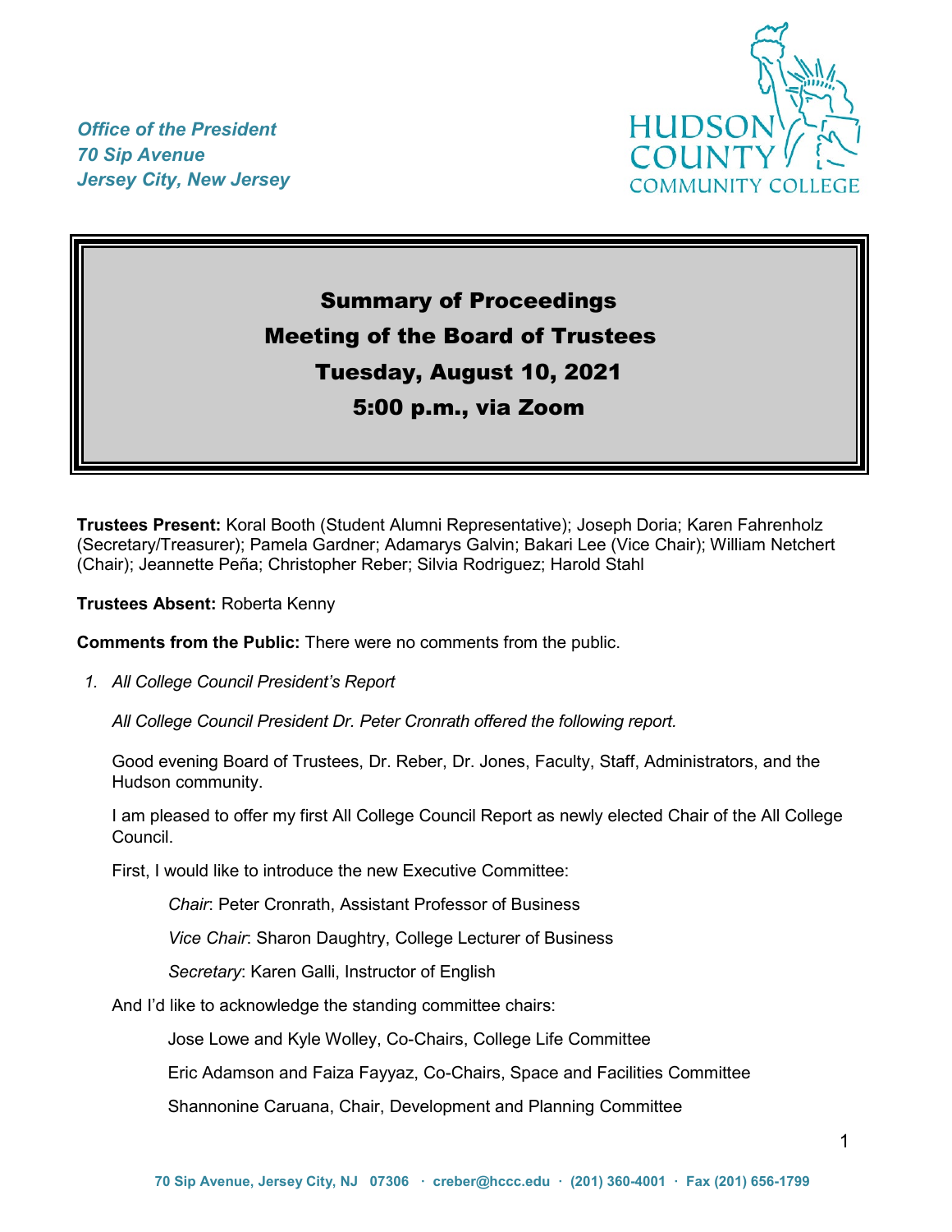*Office of the President*
*70 Sip Avenue*
*Jersey City, New Jersey*

HUDSON COUNTY COMMUNITY COLLEGE

# Summary of Proceedings
## Meeting of the Board of Trustees
## Tuesday, August 10, 2021
## 5:00 p.m., via Zoom

**Trustees Present:** Koral Booth (Student Alumni Representative); Joseph Doria; Karen Fahrenholz (Secretary/Treasurer); Pamela Gardner; Adamarys Galvin; Bakari Lee (Vice Chair); William Netchert (Chair); Jeannette Peña; Christopher Reber; Silvia Rodriguez; Harold Stahl

**Trustees Absent:** Roberta Kenny

**Comments from the Public:** There were no comments from the public.

1. *All College Council President's Report*

   *All College Council President Dr. Peter Cronrath offered the following report.*

   Good evening Board of Trustees, Dr. Reber, Dr. Jones, Faculty, Staff, Administrators, and the Hudson community.

   I am pleased to offer my first All College Council Report as newly elected Chair of the All College Council.

   First, I would like to introduce the new Executive Committee:

   *Chair*: Peter Cronrath, Assistant Professor of Business

   *Vice Chair*: Sharon Daughtry, College Lecturer of Business

   *Secretary*: Karen Galli, Instructor of English

   And I'd like to acknowledge the standing committee chairs:

   Jose Lowe and Kyle Wolley, Co-Chairs, College Life Committee

   Eric Adamson and Faiza Fayyaz, Co-Chairs, Space and Facilities Committee

   Shannonine Caruana, Chair, Development and Planning Committee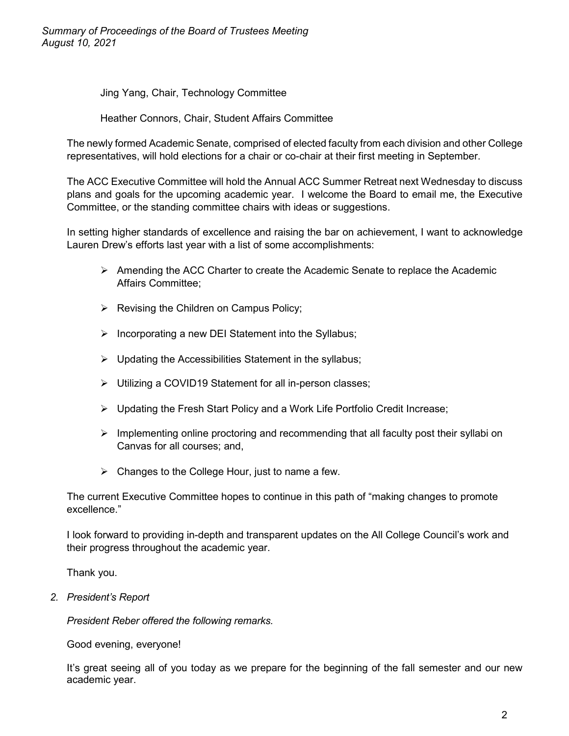Jing Yang, Chair, Technology Committee

Heather Connors, Chair, Student Affairs Committee

The newly formed Academic Senate, comprised of elected faculty from each division and other College representatives, will hold elections for a chair or co-chair at their first meeting in September.

The ACC Executive Committee will hold the Annual ACC Summer Retreat next Wednesday to discuss plans and goals for the upcoming academic year. I welcome the Board to email me, the Executive Committee, or the standing committee chairs with ideas or suggestions.

In setting higher standards of excellence and raising the bar on achievement, I want to acknowledge Lauren Drew's efforts last year with a list of some accomplishments:

- Amending the ACC Charter to create the Academic Senate to replace the Academic Affairs Committee;
- Revising the Children on Campus Policy;
- Incorporating a new DEI Statement into the Syllabus;
- Updating the Accessibilities Statement in the syllabus;
- Utilizing a COVID19 Statement for all in-person classes;
- Updating the Fresh Start Policy and a Work Life Portfolio Credit Increase;
- Implementing online proctoring and recommending that all faculty post their syllabi on Canvas for all courses; and,
- Changes to the College Hour, just to name a few.

The current Executive Committee hopes to continue in this path of "making changes to promote excellence."

I look forward to providing in-depth and transparent updates on the All College Council's work and their progress throughout the academic year.

Thank you.

2. *President's Report*

*President Reber offered the following remarks.*

Good evening, everyone!

It's great seeing all of you today as we prepare for the beginning of the fall semester and our new academic year.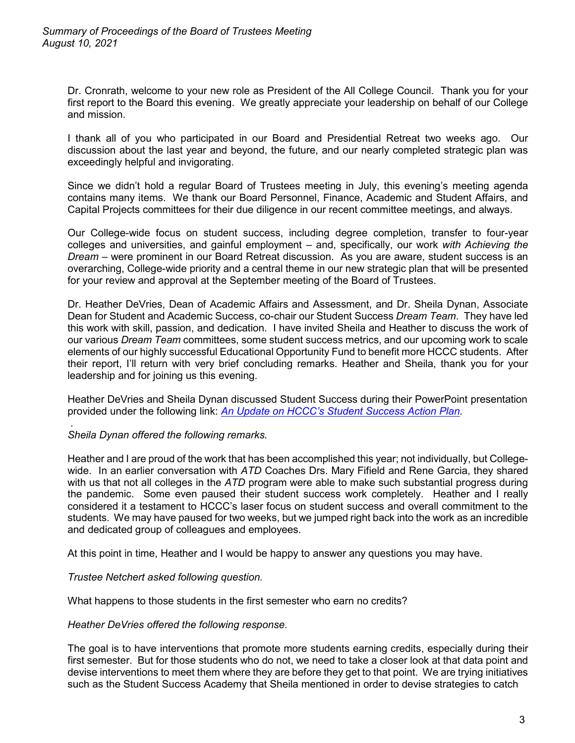Dr. Cronrath, welcome to your new role as President of the All College Council. Thank you for your first report to the Board this evening. We greatly appreciate your leadership on behalf of our College and mission.

I thank all of you who participated in our Board and Presidential Retreat two weeks ago. Our discussion about the last year and beyond, the future, and our nearly completed strategic plan was exceedingly helpful and invigorating.

Since we didn't hold a regular Board of Trustees meeting in July, this evening's meeting agenda contains many items. We thank our Board Personnel, Finance, Academic and Student Affairs, and Capital Projects committees for their due diligence in our recent committee meetings, and always.

Our College-wide focus on student success, including degree completion, transfer to four-year colleges and universities, and gainful employment – and, specifically, our work *with Achieving the Dream* – were prominent in our Board Retreat discussion. As you are aware, student success is an overarching, College-wide priority and a central theme in our new strategic plan that will be presented for your review and approval at the September meeting of the Board of Trustees.

Dr. Heather DeVries, Dean of Academic Affairs and Assessment, and Dr. Sheila Dynan, Associate Dean for Student and Academic Success, co-chair our Student Success *Dream Team*. They have led this work with skill, passion, and dedication. I have invited Sheila and Heather to discuss the work of our various *Dream Team* committees, some student success metrics, and our upcoming work to scale elements of our highly successful Educational Opportunity Fund to benefit more HCCC students. After their report, I'll return with very brief concluding remarks. Heather and Sheila, thank you for your leadership and for joining us this evening.

Heather DeVries and Sheila Dynan discussed Student Success during their PowerPoint presentation provided under the following link: *An Update on HCCC's Student Success Action Plan.*

*Sheila Dynan offered the following remarks.*

Heather and I are proud of the work that has been accomplished this year; not individually, but College-wide. In an earlier conversation with *ATD* Coaches Drs. Mary Fifield and Rene Garcia, they shared with us that not all colleges in the *ATD* program were able to make such substantial progress during the pandemic. Some even paused their student success work completely. Heather and I really considered it a testament to HCCC's laser focus on student success and overall commitment to the students. We may have paused for two weeks, but we jumped right back into the work as an incredible and dedicated group of colleagues and employees.

At this point in time, Heather and I would be happy to answer any questions you may have.

*Trustee Netchert asked following question.*

What happens to those students in the first semester who earn no credits?

*Heather DeVries offered the following response.*

The goal is to have interventions that promote more students earning credits, especially during their first semester. But for those students who do not, we need to take a closer look at that data point and devise interventions to meet them where they are before they get to that point. We are trying initiatives such as the Student Success Academy that Sheila mentioned in order to devise strategies to catch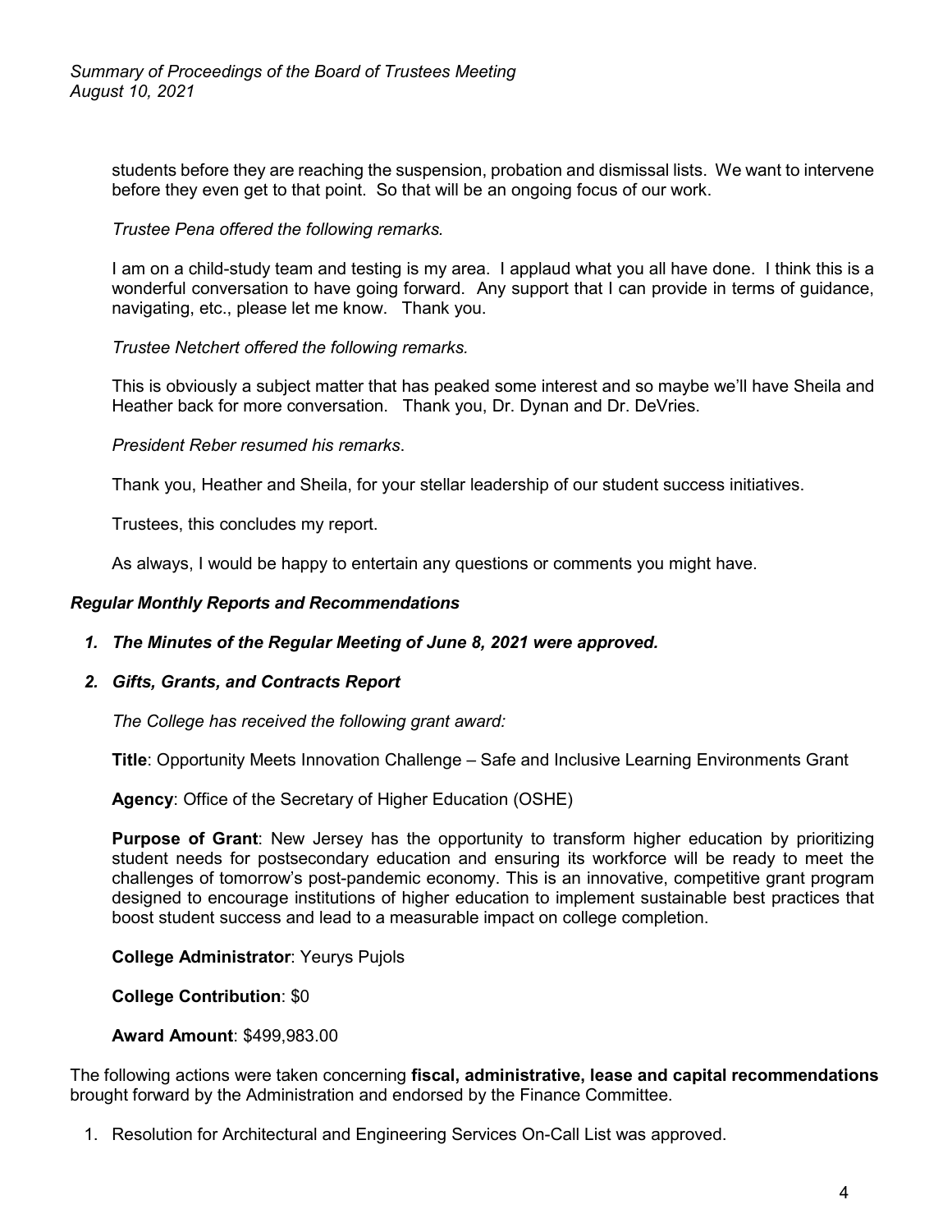students before they are reaching the suspension, probation and dismissal lists. We want to intervene before they even get to that point. So that will be an ongoing focus of our work.

*Trustee Pena offered the following remarks.*

I am on a child-study team and testing is my area. I applaud what you all have done. I think this is a wonderful conversation to have going forward. Any support that I can provide in terms of guidance, navigating, etc., please let me know. Thank you.

*Trustee Netchert offered the following remarks.*

This is obviously a subject matter that has peaked some interest and so maybe we'll have Sheila and Heather back for more conversation. Thank you, Dr. Dynan and Dr. DeVries.

*President Reber resumed his remarks*.

Thank you, Heather and Sheila, for your stellar leadership of our student success initiatives.

Trustees, this concludes my report.

As always, I would be happy to entertain any questions or comments you might have.

### *Regular Monthly Reports and Recommendations*

1. ***The Minutes of the Regular Meeting of June 8, 2021 were approved.***

2. ***Gifts, Grants, and Contracts Report***

   *The College has received the following grant award:*

   **Title**: Opportunity Meets Innovation Challenge – Safe and Inclusive Learning Environments Grant

   **Agency**: Office of the Secretary of Higher Education (OSHE)

   **Purpose of Grant**: New Jersey has the opportunity to transform higher education by prioritizing student needs for postsecondary education and ensuring its workforce will be ready to meet the challenges of tomorrow's post-pandemic economy. This is an innovative, competitive grant program designed to encourage institutions of higher education to implement sustainable best practices that boost student success and lead to a measurable impact on college completion.

   **College Administrator**: Yeurys Pujols

   **College Contribution**: $0

   **Award Amount**: $499,983.00

The following actions were taken concerning **fiscal, administrative, lease and capital recommendations** brought forward by the Administration and endorsed by the Finance Committee.

1. Resolution for Architectural and Engineering Services On-Call List was approved.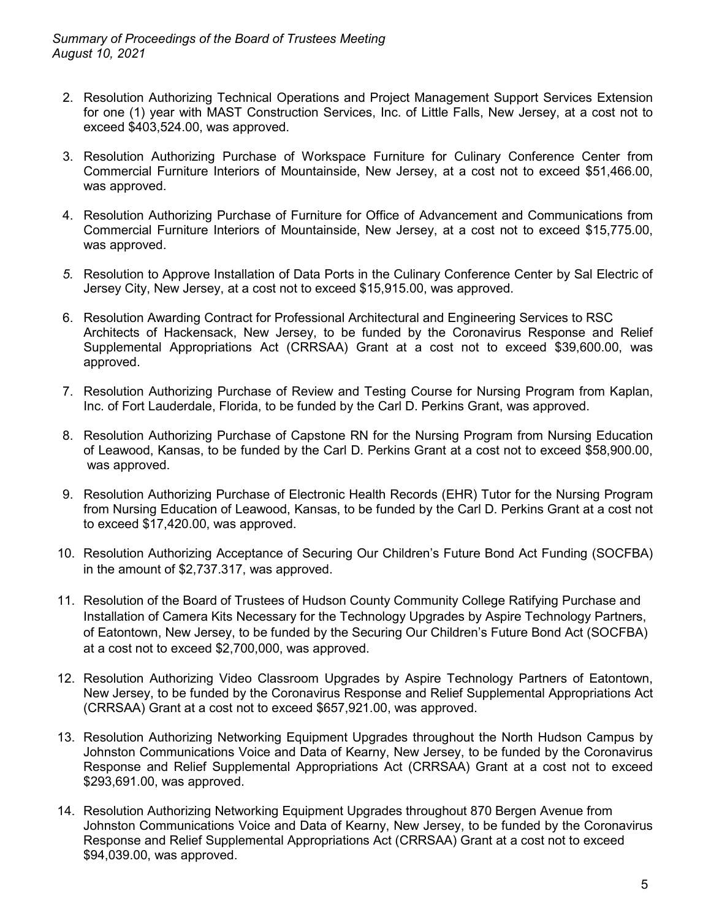2. Resolution Authorizing Technical Operations and Project Management Support Services Extension for one (1) year with MAST Construction Services, Inc. of Little Falls, New Jersey, at a cost not to exceed $403,524.00, was approved.

3. Resolution Authorizing Purchase of Workspace Furniture for Culinary Conference Center from Commercial Furniture Interiors of Mountainside, New Jersey, at a cost not to exceed $51,466.00, was approved.

4. Resolution Authorizing Purchase of Furniture for Office of Advancement and Communications from Commercial Furniture Interiors of Mountainside, New Jersey, at a cost not to exceed $15,775.00, was approved.

5. Resolution to Approve Installation of Data Ports in the Culinary Conference Center by Sal Electric of Jersey City, New Jersey, at a cost not to exceed $15,915.00, was approved.

6. Resolution Awarding Contract for Professional Architectural and Engineering Services to RSC Architects of Hackensack, New Jersey, to be funded by the Coronavirus Response and Relief Supplemental Appropriations Act (CRRSAA) Grant at a cost not to exceed $39,600.00, was approved.

7. Resolution Authorizing Purchase of Review and Testing Course for Nursing Program from Kaplan, Inc. of Fort Lauderdale, Florida, to be funded by the Carl D. Perkins Grant, was approved.

8. Resolution Authorizing Purchase of Capstone RN for the Nursing Program from Nursing Education of Leawood, Kansas, to be funded by the Carl D. Perkins Grant at a cost not to exceed $58,900.00, was approved.

9. Resolution Authorizing Purchase of Electronic Health Records (EHR) Tutor for the Nursing Program from Nursing Education of Leawood, Kansas, to be funded by the Carl D. Perkins Grant at a cost not to exceed $17,420.00, was approved.

10. Resolution Authorizing Acceptance of Securing Our Children's Future Bond Act Funding (SOCFBA) in the amount of $2,737.317, was approved.

11. Resolution of the Board of Trustees of Hudson County Community College Ratifying Purchase and Installation of Camera Kits Necessary for the Technology Upgrades by Aspire Technology Partners, of Eatontown, New Jersey, to be funded by the Securing Our Children's Future Bond Act (SOCFBA) at a cost not to exceed $2,700,000, was approved.

12. Resolution Authorizing Video Classroom Upgrades by Aspire Technology Partners of Eatontown, New Jersey, to be funded by the Coronavirus Response and Relief Supplemental Appropriations Act (CRRSAA) Grant at a cost not to exceed $657,921.00, was approved.

13. Resolution Authorizing Networking Equipment Upgrades throughout the North Hudson Campus by Johnston Communications Voice and Data of Kearny, New Jersey, to be funded by the Coronavirus Response and Relief Supplemental Appropriations Act (CRRSAA) Grant at a cost not to exceed $293,691.00, was approved.

14. Resolution Authorizing Networking Equipment Upgrades throughout 870 Bergen Avenue from Johnston Communications Voice and Data of Kearny, New Jersey, to be funded by the Coronavirus Response and Relief Supplemental Appropriations Act (CRRSAA) Grant at a cost not to exceed $94,039.00, was approved.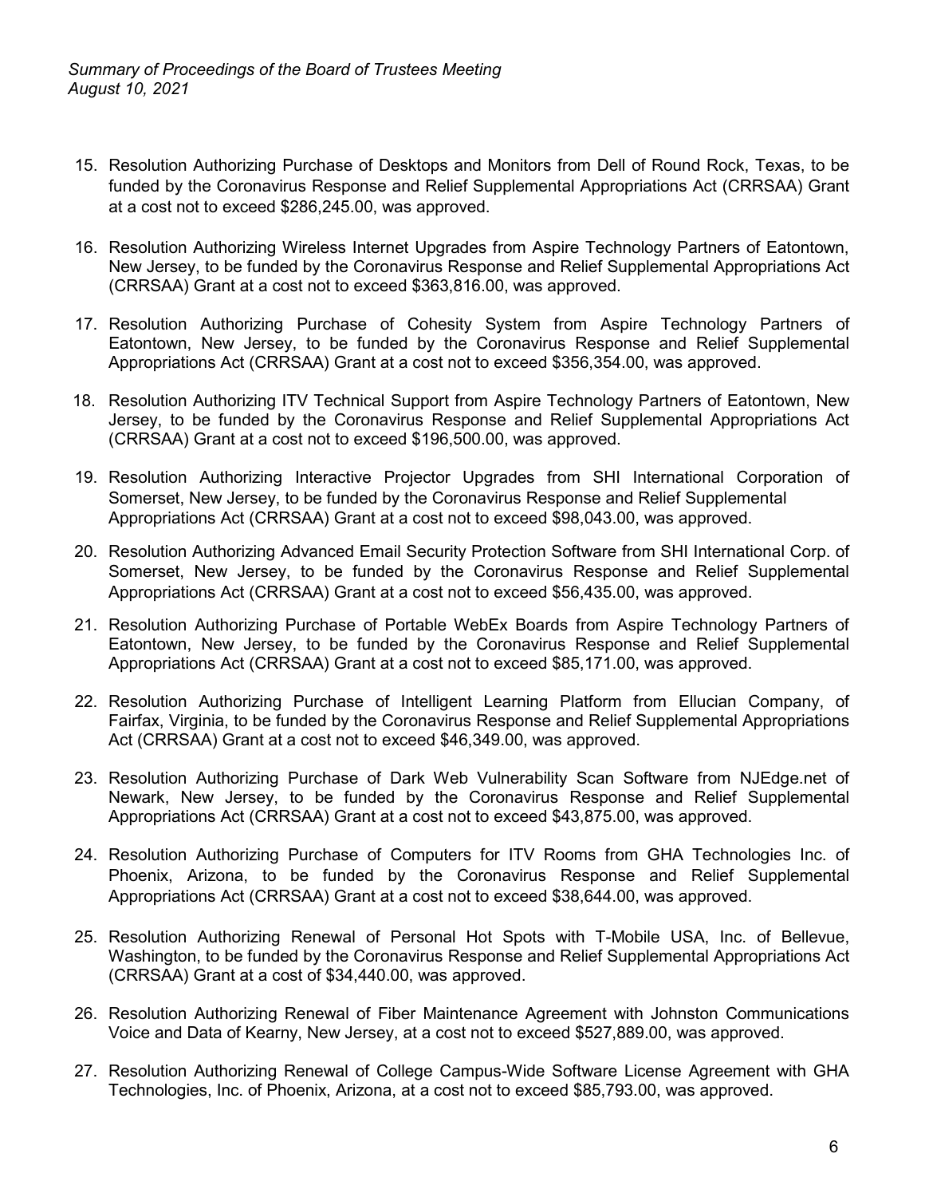15. Resolution Authorizing Purchase of Desktops and Monitors from Dell of Round Rock, Texas, to be funded by the Coronavirus Response and Relief Supplemental Appropriations Act (CRRSAA) Grant at a cost not to exceed $286,245.00, was approved.

16. Resolution Authorizing Wireless Internet Upgrades from Aspire Technology Partners of Eatontown, New Jersey, to be funded by the Coronavirus Response and Relief Supplemental Appropriations Act (CRRSAA) Grant at a cost not to exceed $363,816.00, was approved.

17. Resolution Authorizing Purchase of Cohesity System from Aspire Technology Partners of Eatontown, New Jersey, to be funded by the Coronavirus Response and Relief Supplemental Appropriations Act (CRRSAA) Grant at a cost not to exceed $356,354.00, was approved.

18. Resolution Authorizing ITV Technical Support from Aspire Technology Partners of Eatontown, New Jersey, to be funded by the Coronavirus Response and Relief Supplemental Appropriations Act (CRRSAA) Grant at a cost not to exceed $196,500.00, was approved.

19. Resolution Authorizing Interactive Projector Upgrades from SHI International Corporation of Somerset, New Jersey, to be funded by the Coronavirus Response and Relief Supplemental Appropriations Act (CRRSAA) Grant at a cost not to exceed $98,043.00, was approved.

20. Resolution Authorizing Advanced Email Security Protection Software from SHI International Corp. of Somerset, New Jersey, to be funded by the Coronavirus Response and Relief Supplemental Appropriations Act (CRRSAA) Grant at a cost not to exceed $56,435.00, was approved.

21. Resolution Authorizing Purchase of Portable WebEx Boards from Aspire Technology Partners of Eatontown, New Jersey, to be funded by the Coronavirus Response and Relief Supplemental Appropriations Act (CRRSAA) Grant at a cost not to exceed $85,171.00, was approved.

22. Resolution Authorizing Purchase of Intelligent Learning Platform from Ellucian Company, of Fairfax, Virginia, to be funded by the Coronavirus Response and Relief Supplemental Appropriations Act (CRRSAA) Grant at a cost not to exceed $46,349.00, was approved.

23. Resolution Authorizing Purchase of Dark Web Vulnerability Scan Software from NJEdge.net of Newark, New Jersey, to be funded by the Coronavirus Response and Relief Supplemental Appropriations Act (CRRSAA) Grant at a cost not to exceed $43,875.00, was approved.

24. Resolution Authorizing Purchase of Computers for ITV Rooms from GHA Technologies Inc. of Phoenix, Arizona, to be funded by the Coronavirus Response and Relief Supplemental Appropriations Act (CRRSAA) Grant at a cost not to exceed $38,644.00, was approved.

25. Resolution Authorizing Renewal of Personal Hot Spots with T-Mobile USA, Inc. of Bellevue, Washington, to be funded by the Coronavirus Response and Relief Supplemental Appropriations Act (CRRSAA) Grant at a cost of $34,440.00, was approved.

26. Resolution Authorizing Renewal of Fiber Maintenance Agreement with Johnston Communications Voice and Data of Kearny, New Jersey, at a cost not to exceed $527,889.00, was approved.

27. Resolution Authorizing Renewal of College Campus-Wide Software License Agreement with GHA Technologies, Inc. of Phoenix, Arizona, at a cost not to exceed $85,793.00, was approved.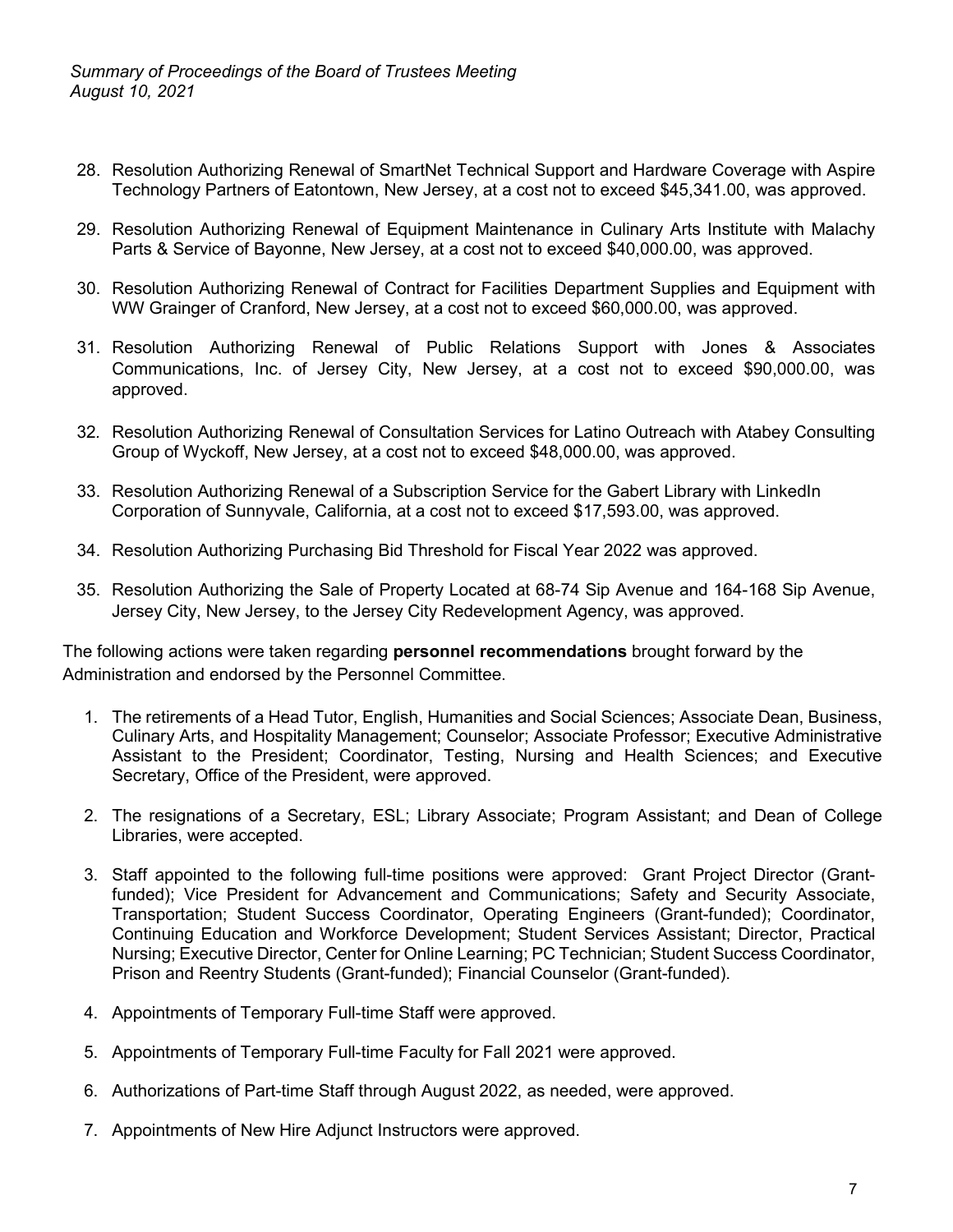28. Resolution Authorizing Renewal of SmartNet Technical Support and Hardware Coverage with Aspire Technology Partners of Eatontown, New Jersey, at a cost not to exceed $45,341.00, was approved.

29. Resolution Authorizing Renewal of Equipment Maintenance in Culinary Arts Institute with Malachy Parts & Service of Bayonne, New Jersey, at a cost not to exceed $40,000.00, was approved.

30. Resolution Authorizing Renewal of Contract for Facilities Department Supplies and Equipment with WW Grainger of Cranford, New Jersey, at a cost not to exceed $60,000.00, was approved.

31. Resolution Authorizing Renewal of Public Relations Support with Jones & Associates Communications, Inc. of Jersey City, New Jersey, at a cost not to exceed $90,000.00, was approved.

32. Resolution Authorizing Renewal of Consultation Services for Latino Outreach with Atabey Consulting Group of Wyckoff, New Jersey, at a cost not to exceed $48,000.00, was approved.

33. Resolution Authorizing Renewal of a Subscription Service for the Gabert Library with LinkedIn Corporation of Sunnyvale, California, at a cost not to exceed $17,593.00, was approved.

34. Resolution Authorizing Purchasing Bid Threshold for Fiscal Year 2022 was approved.

35. Resolution Authorizing the Sale of Property Located at 68-74 Sip Avenue and 164-168 Sip Avenue, Jersey City, New Jersey, to the Jersey City Redevelopment Agency, was approved.

The following actions were taken regarding **personnel recommendations** brought forward by the Administration and endorsed by the Personnel Committee.

1. The retirements of a Head Tutor, English, Humanities and Social Sciences; Associate Dean, Business, Culinary Arts, and Hospitality Management; Counselor; Associate Professor; Executive Administrative Assistant to the President; Coordinator, Testing, Nursing and Health Sciences; and Executive Secretary, Office of the President, were approved.

2. The resignations of a Secretary, ESL; Library Associate; Program Assistant; and Dean of College Libraries, were accepted.

3. Staff appointed to the following full-time positions were approved: Grant Project Director (Grant-funded); Vice President for Advancement and Communications; Safety and Security Associate, Transportation; Student Success Coordinator, Operating Engineers (Grant-funded); Coordinator, Continuing Education and Workforce Development; Student Services Assistant; Director, Practical Nursing; Executive Director, Center for Online Learning; PC Technician; Student Success Coordinator, Prison and Reentry Students (Grant-funded); Financial Counselor (Grant-funded).

4. Appointments of Temporary Full-time Staff were approved.

5. Appointments of Temporary Full-time Faculty for Fall 2021 were approved.

6. Authorizations of Part-time Staff through August 2022, as needed, were approved.

7. Appointments of New Hire Adjunct Instructors were approved.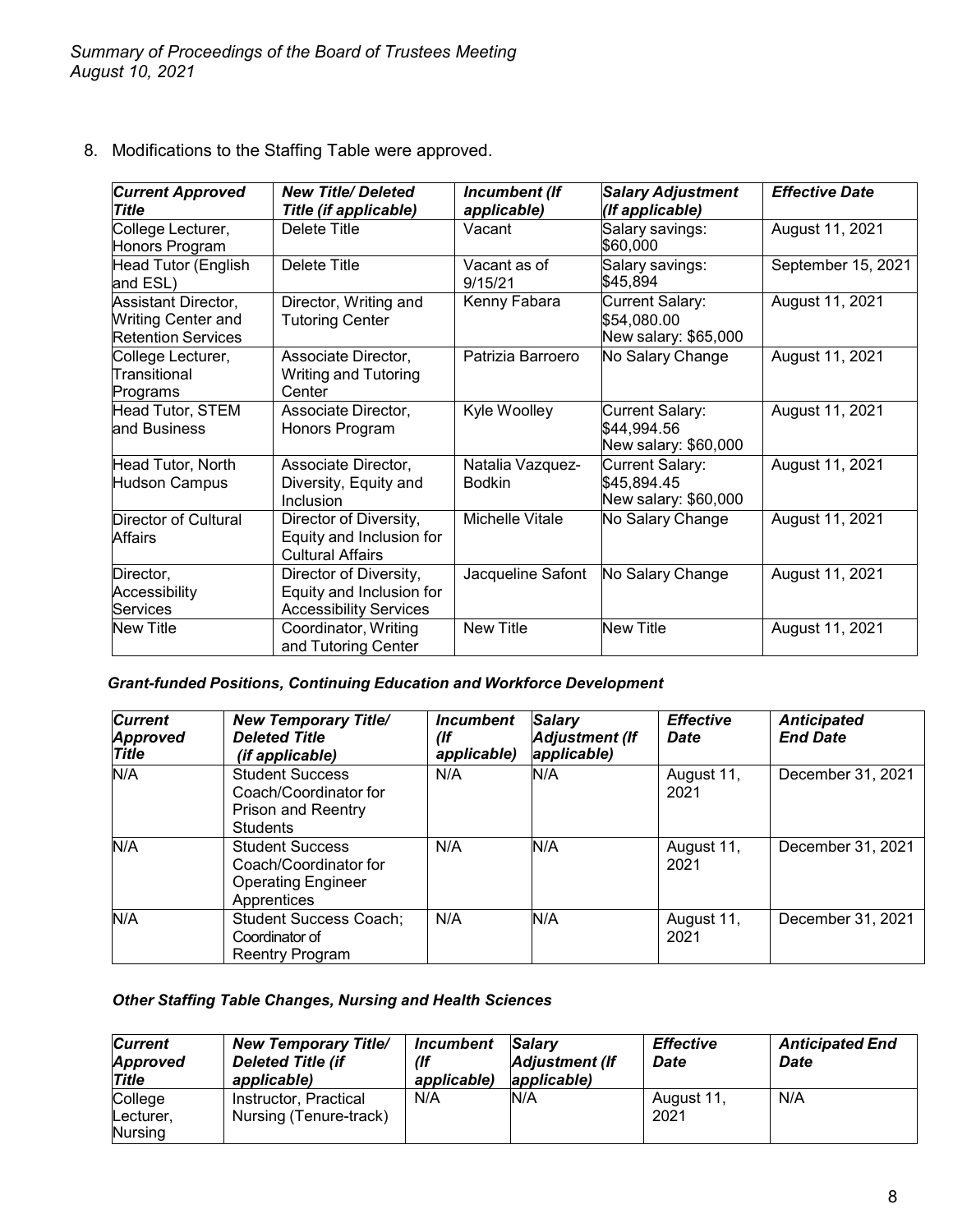8. Modifications to the Staffing Table were approved.

| *Current Approved Title* | *New Title/ Deleted Title (if applicable)* | *Incumbent (If applicable)* | *Salary Adjustment (If applicable)* | *Effective Date* |
|---|---|---|---|---|
| College Lecturer, Honors Program | Delete Title | Vacant | Salary savings: \$60,000 | August 11, 2021 |
| Head Tutor (English and ESL) | Delete Title | Vacant as of 9/15/21 | Salary savings: \$45,894 | September 15, 2021 |
| Assistant Director, Writing Center and Retention Services | Director, Writing and Tutoring Center | Kenny Fabara | Current Salary: \$54,080.00 New salary: \$65,000 | August 11, 2021 |
| College Lecturer, Transitional Programs | Associate Director, Writing and Tutoring Center | Patrizia Barroero | No Salary Change | August 11, 2021 |
| Head Tutor, STEM and Business | Associate Director, Honors Program | Kyle Woolley | Current Salary: \$44,994.56 New salary: \$60,000 | August 11, 2021 |
| Head Tutor, North Hudson Campus | Associate Director, Diversity, Equity and Inclusion | Natalia Vazquez-Bodkin | Current Salary: \$45,894.45 New salary: \$60,000 | August 11, 2021 |
| Director of Cultural Affairs | Director of Diversity, Equity and Inclusion for Cultural Affairs | Michelle Vitale | No Salary Change | August 11, 2021 |
| Director, Accessibility Services | Director of Diversity, Equity and Inclusion for Accessibility Services | Jacqueline Safont | No Salary Change | August 11, 2021 |
| New Title | Coordinator, Writing and Tutoring Center | New Title | New Title | August 11, 2021 |

***Grant-funded Positions, Continuing Education and Workforce Development***

| *Current Approved Title* | *New Temporary Title/ Deleted Title (if applicable)* | *Incumbent (If applicable)* | *Salary Adjustment (If applicable)* | *Effective Date* | *Anticipated End Date* |
|---|---|---|---|---|---|
| N/A | Student Success Coach/Coordinator for Prison and Reentry Students | N/A | N/A | August 11, 2021 | December 31, 2021 |
| N/A | Student Success Coach/Coordinator for Operating Engineer Apprentices | N/A | N/A | August 11, 2021 | December 31, 2021 |
| N/A | Student Success Coach; Coordinator of Reentry Program | N/A | N/A | August 11, 2021 | December 31, 2021 |

***Other Staffing Table Changes, Nursing and Health Sciences***

| *Current Approved Title* | *New Temporary Title/ Deleted Title (if applicable)* | *Incumbent (If applicable)* | *Salary Adjustment (If applicable)* | *Effective Date* | *Anticipated End Date* |
|---|---|---|---|---|---|
| College Lecturer, Nursing | Instructor, Practical Nursing (Tenure-track) | N/A | N/A | August 11, 2021 | N/A |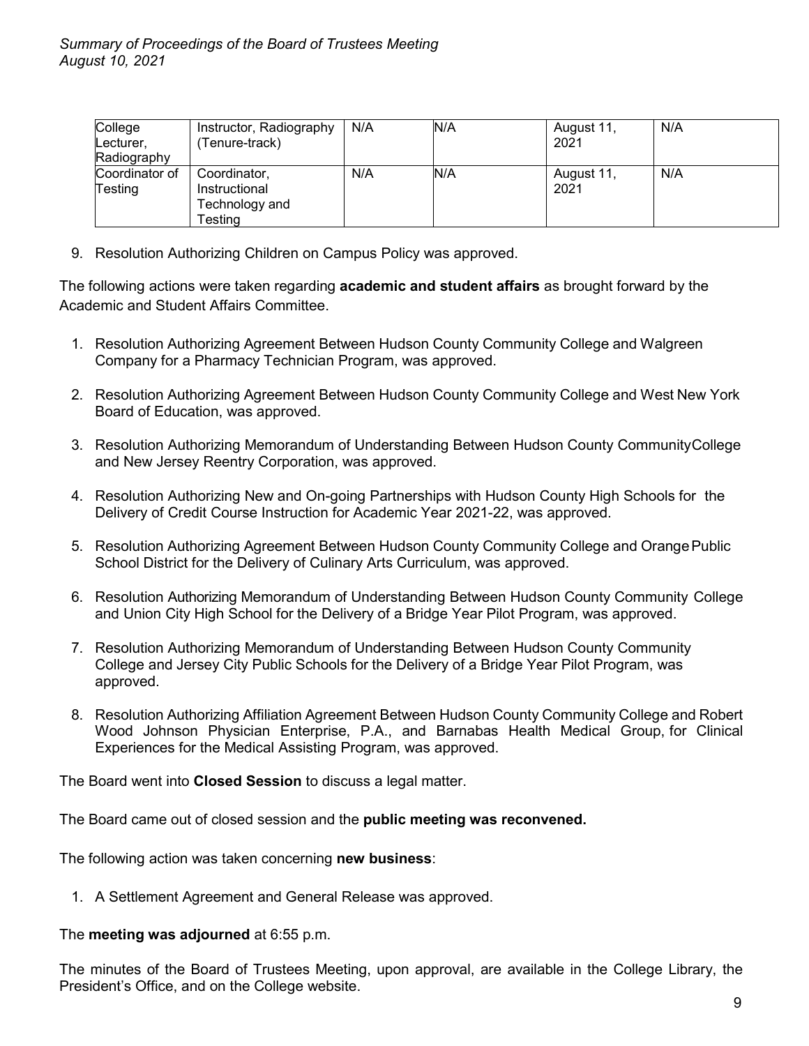| | | | | | |
|---|---|---|---|---|---|
| College Lecturer, Radiography | Instructor, Radiography (Tenure-track) | N/A | N/A | August 11, 2021 | N/A |
| Coordinator of Testing | Coordinator, Instructional Technology and Testing | N/A | N/A | August 11, 2021 | N/A |

9. Resolution Authorizing Children on Campus Policy was approved.

The following actions were taken regarding **academic and student affairs** as brought forward by the Academic and Student Affairs Committee.

1. Resolution Authorizing Agreement Between Hudson County Community College and Walgreen Company for a Pharmacy Technician Program, was approved.

2. Resolution Authorizing Agreement Between Hudson County Community College and West New York Board of Education, was approved.

3. Resolution Authorizing Memorandum of Understanding Between Hudson County Community College and New Jersey Reentry Corporation, was approved.

4. Resolution Authorizing New and On-going Partnerships with Hudson County High Schools for the Delivery of Credit Course Instruction for Academic Year 2021-22, was approved.

5. Resolution Authorizing Agreement Between Hudson County Community College and Orange Public School District for the Delivery of Culinary Arts Curriculum, was approved.

6. Resolution Authorizing Memorandum of Understanding Between Hudson County Community College and Union City High School for the Delivery of a Bridge Year Pilot Program, was approved.

7. Resolution Authorizing Memorandum of Understanding Between Hudson County Community College and Jersey City Public Schools for the Delivery of a Bridge Year Pilot Program, was approved.

8. Resolution Authorizing Affiliation Agreement Between Hudson County Community College and Robert Wood Johnson Physician Enterprise, P.A., and Barnabas Health Medical Group, for Clinical Experiences for the Medical Assisting Program, was approved.

The Board went into **Closed Session** to discuss a legal matter.

The Board came out of closed session and the **public meeting was reconvened.**

The following action was taken concerning **new business**:

1. A Settlement Agreement and General Release was approved.

The **meeting was adjourned** at 6:55 p.m.

The minutes of the Board of Trustees Meeting, upon approval, are available in the College Library, the President's Office, and on the College website.